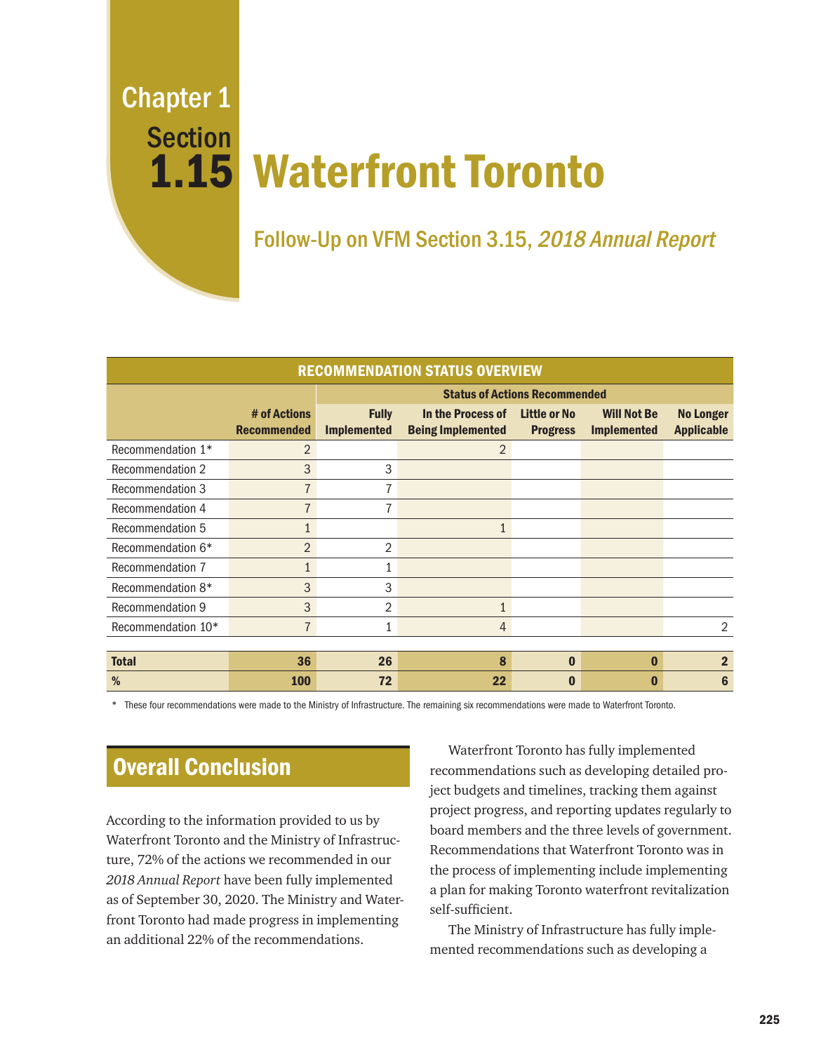# Chapter 1 Section 1.15 Waterfront Toronto

## Follow-Up on VFM Section 3.15, *2018 Annual Report*

| RECOMMENDATION STATUS OVERVIEW | | | | | | |
|---|---|---|---|---|---|---|
| | | **Status of Actions Recommended** | | | | |
| | **# of Actions Recommended** | **Fully Implemented** | **In the Process of Being Implemented** | **Little or No Progress** | **Will Not Be Implemented** | **No Longer Applicable** |
| Recommendation 1* | 2 | | 2 | | | |
| Recommendation 2 | 3 | 3 | | | | |
| Recommendation 3 | 7 | 7 | | | | |
| Recommendation 4 | 7 | 7 | | | | |
| Recommendation 5 | 1 | | 1 | | | |
| Recommendation 6* | 2 | 2 | | | | |
| Recommendation 7 | 1 | 1 | | | | |
| Recommendation 8* | 3 | 3 | | | | |
| Recommendation 9 | 3 | 2 | 1 | | | |
| Recommendation 10* | 7 | 1 | 4 | | | 2 |
| **Total** | **36** | **26** | **8** | **0** | **0** | **2** |
| **%** | **100** | **72** | **22** | **0** | **0** | **6** |

\* These four recommendations were made to the Ministry of Infrastructure. The remaining six recommendations were made to Waterfront Toronto.

## Overall Conclusion

According to the information provided to us by Waterfront Toronto and the Ministry of Infrastructure, 72% of the actions we recommended in our *2018 Annual Report* have been fully implemented as of September 30, 2020. The Ministry and Waterfront Toronto had made progress in implementing an additional 22% of the recommendations.

Waterfront Toronto has fully implemented recommendations such as developing detailed project budgets and timelines, tracking them against project progress, and reporting updates regularly to board members and the three levels of government. Recommendations that Waterfront Toronto was in the process of implementing include implementing a plan for making Toronto waterfront revitalization self-sufficient.

The Ministry of Infrastructure has fully implemented recommendations such as developing a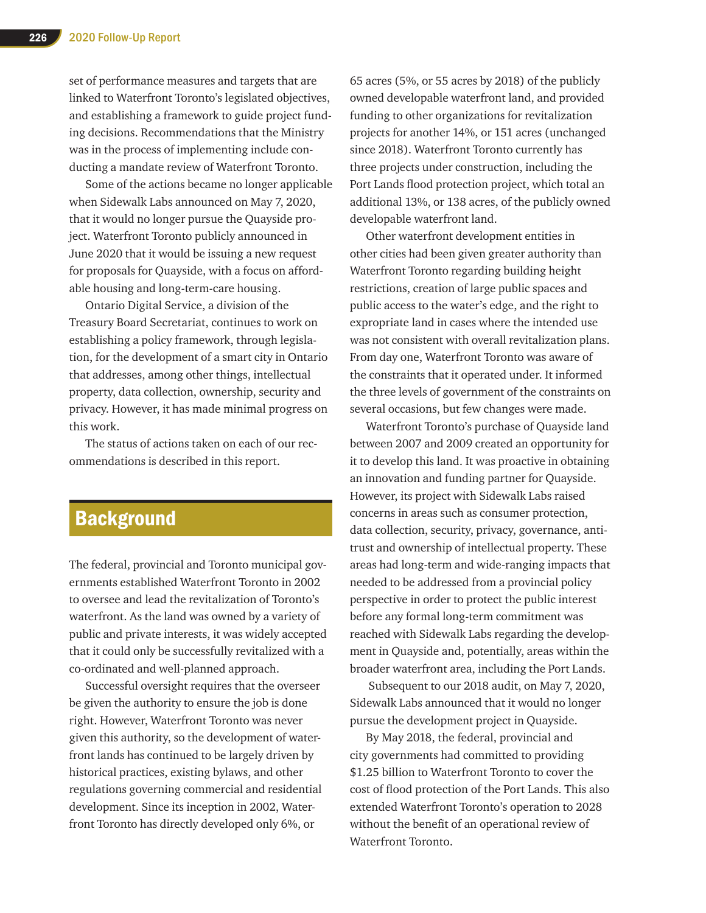set of performance measures and targets that are linked to Waterfront Toronto's legislated objectives, and establishing a framework to guide project funding decisions. Recommendations that the Ministry was in the process of implementing include conducting a mandate review of Waterfront Toronto.

Some of the actions became no longer applicable when Sidewalk Labs announced on May 7, 2020, that it would no longer pursue the Quayside project. Waterfront Toronto publicly announced in June 2020 that it would be issuing a new request for proposals for Quayside, with a focus on affordable housing and long-term-care housing.

Ontario Digital Service, a division of the Treasury Board Secretariat, continues to work on establishing a policy framework, through legislation, for the development of a smart city in Ontario that addresses, among other things, intellectual property, data collection, ownership, security and privacy. However, it has made minimal progress on this work.

The status of actions taken on each of our recommendations is described in this report.

## Background

The federal, provincial and Toronto municipal governments established Waterfront Toronto in 2002 to oversee and lead the revitalization of Toronto's waterfront. As the land was owned by a variety of public and private interests, it was widely accepted that it could only be successfully revitalized with a co-ordinated and well-planned approach.

Successful oversight requires that the overseer be given the authority to ensure the job is done right. However, Waterfront Toronto was never given this authority, so the development of waterfront lands has continued to be largely driven by historical practices, existing bylaws, and other regulations governing commercial and residential development. Since its inception in 2002, Waterfront Toronto has directly developed only 6%, or 65 acres (5%, or 55 acres by 2018) of the publicly owned developable waterfront land, and provided funding to other organizations for revitalization projects for another 14%, or 151 acres (unchanged since 2018). Waterfront Toronto currently has three projects under construction, including the Port Lands flood protection project, which total an additional 13%, or 138 acres, of the publicly owned developable waterfront land.

Other waterfront development entities in other cities had been given greater authority than Waterfront Toronto regarding building height restrictions, creation of large public spaces and public access to the water's edge, and the right to expropriate land in cases where the intended use was not consistent with overall revitalization plans. From day one, Waterfront Toronto was aware of the constraints that it operated under. It informed the three levels of government of the constraints on several occasions, but few changes were made.

Waterfront Toronto's purchase of Quayside land between 2007 and 2009 created an opportunity for it to develop this land. It was proactive in obtaining an innovation and funding partner for Quayside. However, its project with Sidewalk Labs raised concerns in areas such as consumer protection, data collection, security, privacy, governance, antitrust and ownership of intellectual property. These areas had long-term and wide-ranging impacts that needed to be addressed from a provincial policy perspective in order to protect the public interest before any formal long-term commitment was reached with Sidewalk Labs regarding the development in Quayside and, potentially, areas within the broader waterfront area, including the Port Lands.

Subsequent to our 2018 audit, on May 7, 2020, Sidewalk Labs announced that it would no longer pursue the development project in Quayside.

By May 2018, the federal, provincial and city governments had committed to providing $1.25 billion to Waterfront Toronto to cover the cost of flood protection of the Port Lands. This also extended Waterfront Toronto's operation to 2028 without the benefit of an operational review of Waterfront Toronto.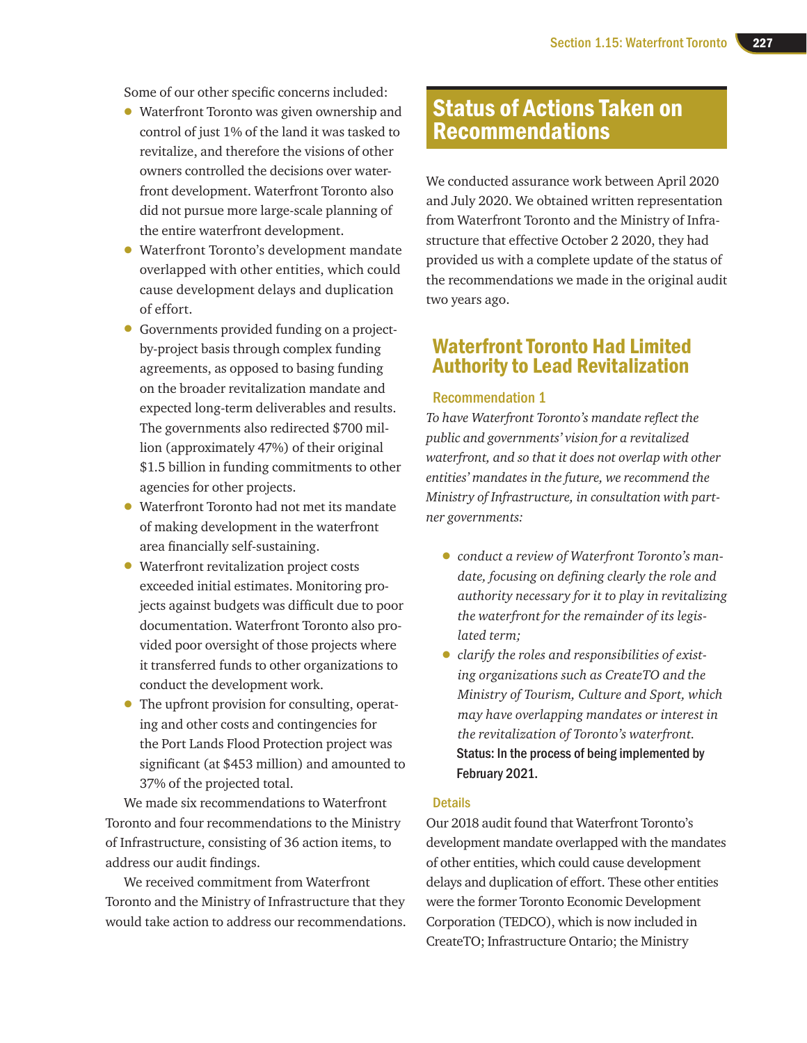Some of our other specific concerns included:

- Waterfront Toronto was given ownership and control of just 1% of the land it was tasked to revitalize, and therefore the visions of other owners controlled the decisions over waterfront development. Waterfront Toronto also did not pursue more large-scale planning of the entire waterfront development.
- Waterfront Toronto's development mandate overlapped with other entities, which could cause development delays and duplication of effort.
- Governments provided funding on a project-by-project basis through complex funding agreements, as opposed to basing funding on the broader revitalization mandate and expected long-term deliverables and results. The governments also redirected $700 million (approximately 47%) of their original $1.5 billion in funding commitments to other agencies for other projects.
- Waterfront Toronto had not met its mandate of making development in the waterfront area financially self-sustaining.
- Waterfront revitalization project costs exceeded initial estimates. Monitoring projects against budgets was difficult due to poor documentation. Waterfront Toronto also provided poor oversight of those projects where it transferred funds to other organizations to conduct the development work.
- The upfront provision for consulting, operating and other costs and contingencies for the Port Lands Flood Protection project was significant (at $453 million) and amounted to 37% of the projected total.

We made six recommendations to Waterfront Toronto and four recommendations to the Ministry of Infrastructure, consisting of 36 action items, to address our audit findings.

We received commitment from Waterfront Toronto and the Ministry of Infrastructure that they would take action to address our recommendations.

# Status of Actions Taken on Recommendations

We conducted assurance work between April 2020 and July 2020. We obtained written representation from Waterfront Toronto and the Ministry of Infrastructure that effective October 2 2020, they had provided us with a complete update of the status of the recommendations we made in the original audit two years ago.

## Waterfront Toronto Had Limited Authority to Lead Revitalization

### Recommendation 1

*To have Waterfront Toronto's mandate reflect the public and governments' vision for a revitalized waterfront, and so that it does not overlap with other entities' mandates in the future, we recommend the Ministry of Infrastructure, in consultation with partner governments:*

- *conduct a review of Waterfront Toronto's mandate, focusing on defining clearly the role and authority necessary for it to play in revitalizing the waterfront for the remainder of its legislated term;*
- *clarify the roles and responsibilities of existing organizations such as CreateTO and the Ministry of Tourism, Culture and Sport, which may have overlapping mandates or interest in the revitalization of Toronto's waterfront.*

**Status: In the process of being implemented by February 2021.**

### Details

Our 2018 audit found that Waterfront Toronto's development mandate overlapped with the mandates of other entities, which could cause development delays and duplication of effort. These other entities were the former Toronto Economic Development Corporation (TEDCO), which is now included in CreateTO; Infrastructure Ontario; the Ministry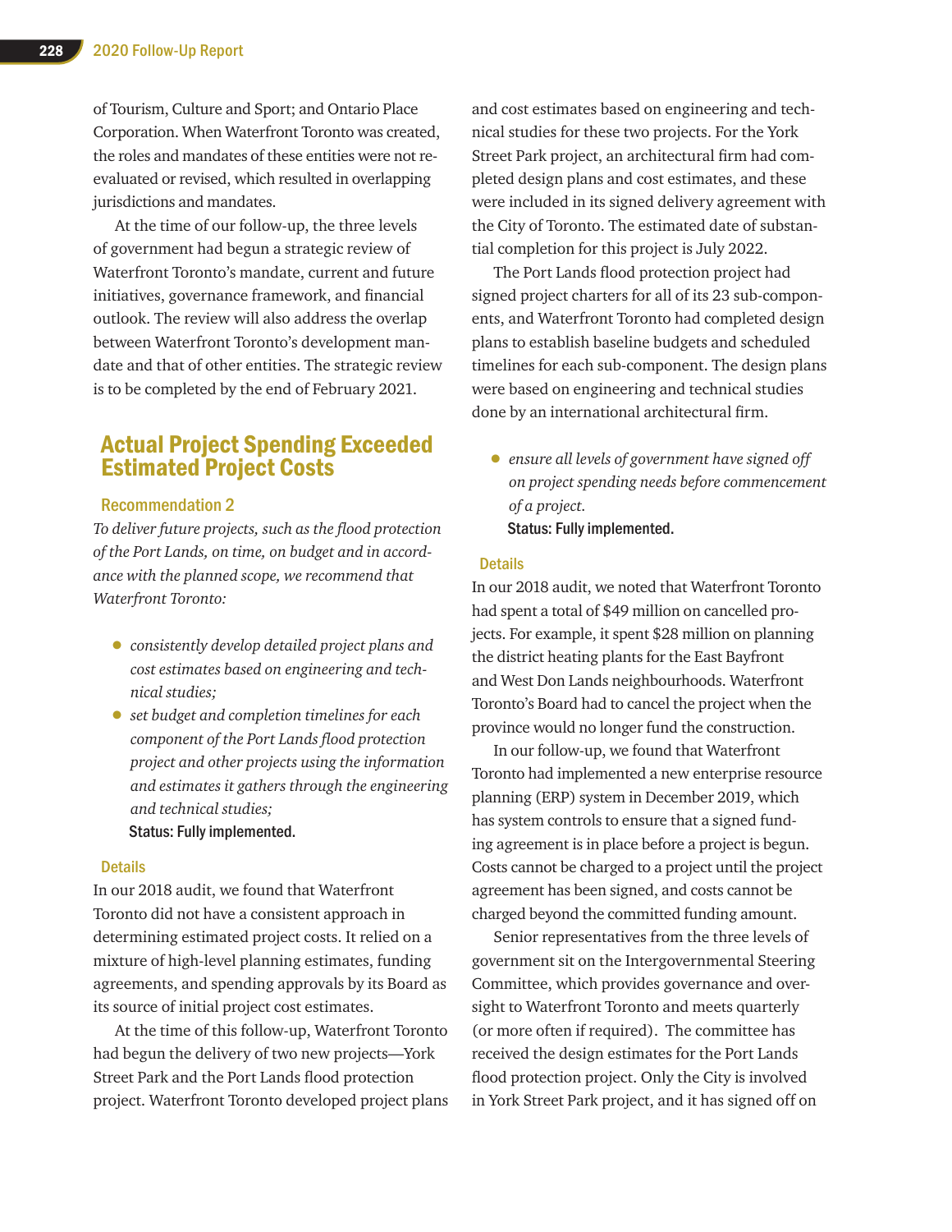of Tourism, Culture and Sport; and Ontario Place Corporation. When Waterfront Toronto was created, the roles and mandates of these entities were not re-evaluated or revised, which resulted in overlapping jurisdictions and mandates.

At the time of our follow-up, the three levels of government had begun a strategic review of Waterfront Toronto's mandate, current and future initiatives, governance framework, and financial outlook. The review will also address the overlap between Waterfront Toronto's development mandate and that of other entities. The strategic review is to be completed by the end of February 2021.

## Actual Project Spending Exceeded Estimated Project Costs

### Recommendation 2

*To deliver future projects, such as the flood protection of the Port Lands, on time, on budget and in accordance with the planned scope, we recommend that Waterfront Toronto:*

- *consistently develop detailed project plans and cost estimates based on engineering and technical studies;*
- *set budget and completion timelines for each component of the Port Lands flood protection project and other projects using the information and estimates it gathers through the engineering and technical studies;*

**Status: Fully implemented.**

### Details

In our 2018 audit, we found that Waterfront Toronto did not have a consistent approach in determining estimated project costs. It relied on a mixture of high-level planning estimates, funding agreements, and spending approvals by its Board as its source of initial project cost estimates.

At the time of this follow-up, Waterfront Toronto had begun the delivery of two new projects—York Street Park and the Port Lands flood protection project. Waterfront Toronto developed project plans and cost estimates based on engineering and technical studies for these two projects. For the York Street Park project, an architectural firm had completed design plans and cost estimates, and these were included in its signed delivery agreement with the City of Toronto. The estimated date of substantial completion for this project is July 2022.

The Port Lands flood protection project had signed project charters for all of its 23 sub-components, and Waterfront Toronto had completed design plans to establish baseline budgets and scheduled timelines for each sub-component. The design plans were based on engineering and technical studies done by an international architectural firm.

- *ensure all levels of government have signed off on project spending needs before commencement of a project.*

**Status: Fully implemented.**

### Details

In our 2018 audit, we noted that Waterfront Toronto had spent a total of $49 million on cancelled projects. For example, it spent $28 million on planning the district heating plants for the East Bayfront and West Don Lands neighbourhoods. Waterfront Toronto's Board had to cancel the project when the province would no longer fund the construction.

In our follow-up, we found that Waterfront Toronto had implemented a new enterprise resource planning (ERP) system in December 2019, which has system controls to ensure that a signed funding agreement is in place before a project is begun. Costs cannot be charged to a project until the project agreement has been signed, and costs cannot be charged beyond the committed funding amount.

Senior representatives from the three levels of government sit on the Intergovernmental Steering Committee, which provides governance and oversight to Waterfront Toronto and meets quarterly (or more often if required). The committee has received the design estimates for the Port Lands flood protection project. Only the City is involved in York Street Park project, and it has signed off on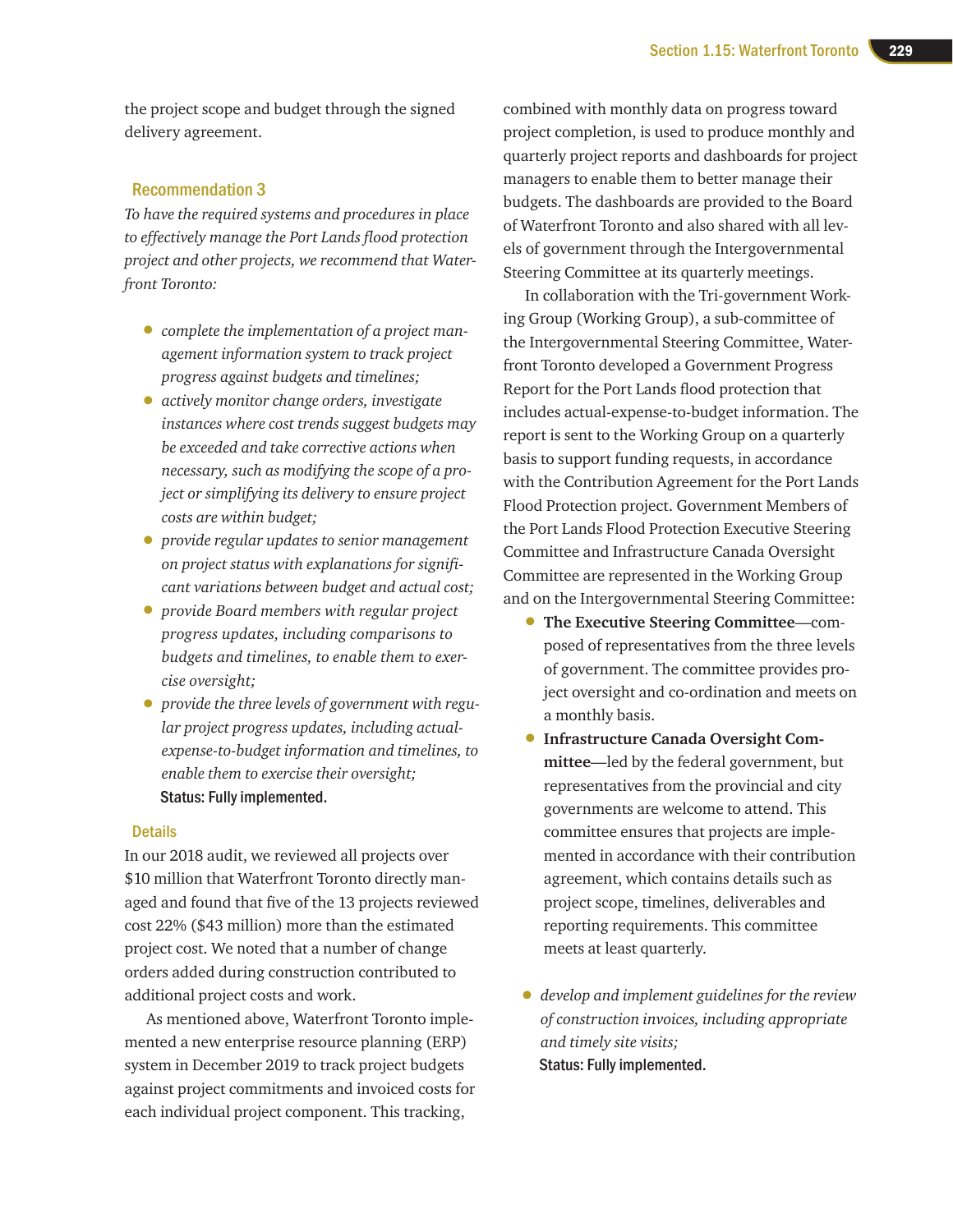the project scope and budget through the signed delivery agreement.

### Recommendation 3

*To have the required systems and procedures in place to effectively manage the Port Lands flood protection project and other projects, we recommend that Waterfront Toronto:*

- *complete the implementation of a project management information system to track project progress against budgets and timelines;*
- *actively monitor change orders, investigate instances where cost trends suggest budgets may be exceeded and take corrective actions when necessary, such as modifying the scope of a project or simplifying its delivery to ensure project costs are within budget;*
- *provide regular updates to senior management on project status with explanations for significant variations between budget and actual cost;*
- *provide Board members with regular project progress updates, including comparisons to budgets and timelines, to enable them to exercise oversight;*
- *provide the three levels of government with regular project progress updates, including actual-expense-to-budget information and timelines, to enable them to exercise their oversight;*

  **Status: Fully implemented.**

### Details

In our 2018 audit, we reviewed all projects over $10 million that Waterfront Toronto directly managed and found that five of the 13 projects reviewed cost 22% ($43 million) more than the estimated project cost. We noted that a number of change orders added during construction contributed to additional project costs and work.

As mentioned above, Waterfront Toronto implemented a new enterprise resource planning (ERP) system in December 2019 to track project budgets against project commitments and invoiced costs for each individual project component. This tracking, combined with monthly data on progress toward project completion, is used to produce monthly and quarterly project reports and dashboards for project managers to enable them to better manage their budgets. The dashboards are provided to the Board of Waterfront Toronto and also shared with all levels of government through the Intergovernmental Steering Committee at its quarterly meetings.

In collaboration with the Tri-government Working Group (Working Group), a sub-committee of the Intergovernmental Steering Committee, Waterfront Toronto developed a Government Progress Report for the Port Lands flood protection that includes actual-expense-to-budget information. The report is sent to the Working Group on a quarterly basis to support funding requests, in accordance with the Contribution Agreement for the Port Lands Flood Protection project. Government Members of the Port Lands Flood Protection Executive Steering Committee and Infrastructure Canada Oversight Committee are represented in the Working Group and on the Intergovernmental Steering Committee:

- **The Executive Steering Committee**—composed of representatives from the three levels of government. The committee provides project oversight and co-ordination and meets on a monthly basis.
- **Infrastructure Canada Oversight Committee**—led by the federal government, but representatives from the provincial and city governments are welcome to attend. This committee ensures that projects are implemented in accordance with their contribution agreement, which contains details such as project scope, timelines, deliverables and reporting requirements. This committee meets at least quarterly.

- *develop and implement guidelines for the review of construction invoices, including appropriate and timely site visits;*

  **Status: Fully implemented.**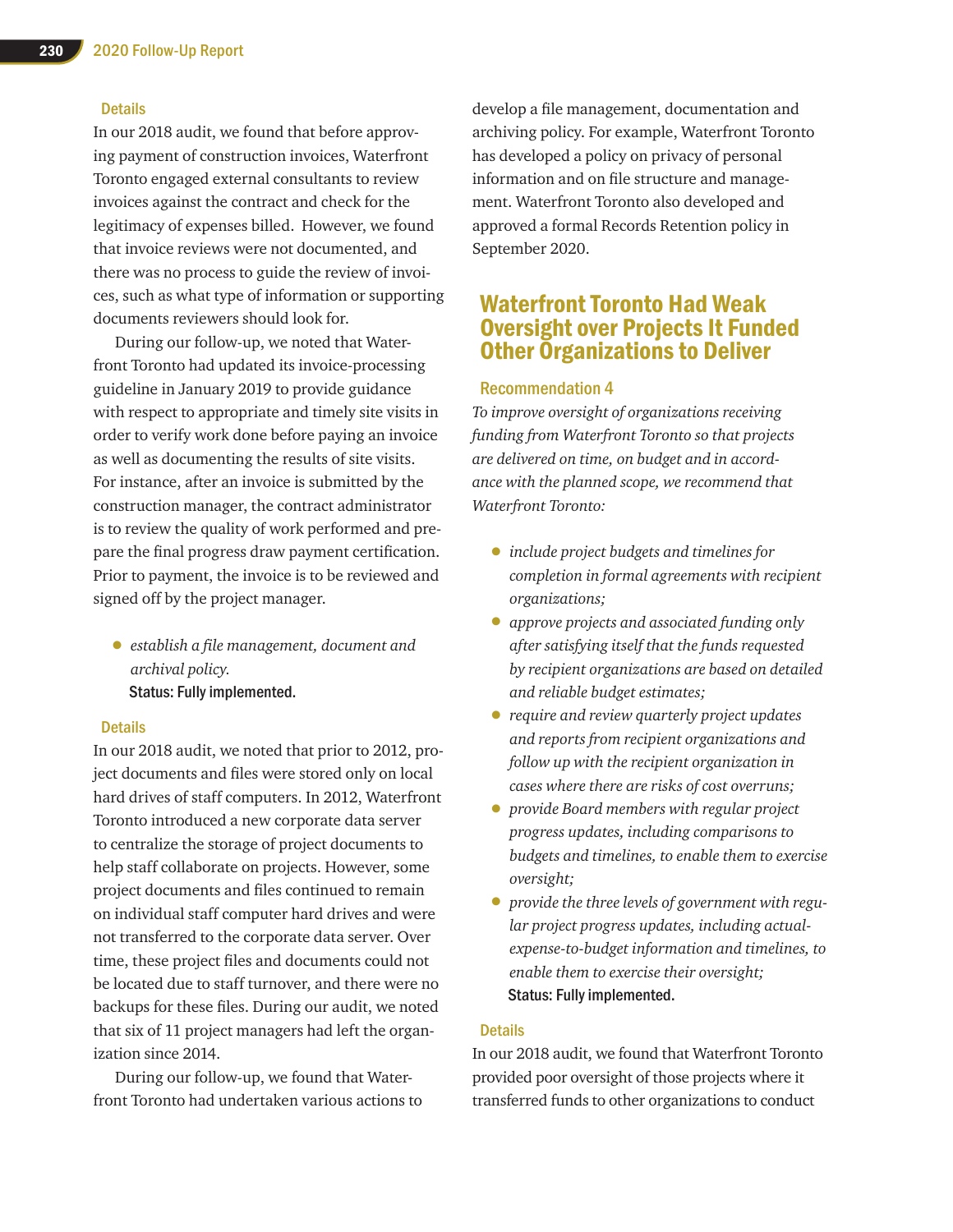#### Details

In our 2018 audit, we found that before approving payment of construction invoices, Waterfront Toronto engaged external consultants to review invoices against the contract and check for the legitimacy of expenses billed. However, we found that invoice reviews were not documented, and there was no process to guide the review of invoices, such as what type of information or supporting documents reviewers should look for.

During our follow-up, we noted that Waterfront Toronto had updated its invoice-processing guideline in January 2019 to provide guidance with respect to appropriate and timely site visits in order to verify work done before paying an invoice as well as documenting the results of site visits. For instance, after an invoice is submitted by the construction manager, the contract administrator is to review the quality of work performed and prepare the final progress draw payment certification. Prior to payment, the invoice is to be reviewed and signed off by the project manager.

- *establish a file management, document and archival policy.*

  **Status: Fully implemented.**

#### Details

In our 2018 audit, we noted that prior to 2012, project documents and files were stored only on local hard drives of staff computers. In 2012, Waterfront Toronto introduced a new corporate data server to centralize the storage of project documents to help staff collaborate on projects. However, some project documents and files continued to remain on individual staff computer hard drives and were not transferred to the corporate data server. Over time, these project files and documents could not be located due to staff turnover, and there were no backups for these files. During our audit, we noted that six of 11 project managers had left the organization since 2014.

During our follow-up, we found that Waterfront Toronto had undertaken various actions to develop a file management, documentation and archiving policy. For example, Waterfront Toronto has developed a policy on privacy of personal information and on file structure and management. Waterfront Toronto also developed and approved a formal Records Retention policy in September 2020.

## Waterfront Toronto Had Weak Oversight over Projects It Funded Other Organizations to Deliver

### Recommendation 4

*To improve oversight of organizations receiving funding from Waterfront Toronto so that projects are delivered on time, on budget and in accordance with the planned scope, we recommend that Waterfront Toronto:*

- *include project budgets and timelines for completion in formal agreements with recipient organizations;*
- *approve projects and associated funding only after satisfying itself that the funds requested by recipient organizations are based on detailed and reliable budget estimates;*
- *require and review quarterly project updates and reports from recipient organizations and follow up with the recipient organization in cases where there are risks of cost overruns;*
- *provide Board members with regular project progress updates, including comparisons to budgets and timelines, to enable them to exercise oversight;*
- *provide the three levels of government with regular project progress updates, including actual-expense-to-budget information and timelines, to enable them to exercise their oversight;*

  **Status: Fully implemented.**

#### Details

In our 2018 audit, we found that Waterfront Toronto provided poor oversight of those projects where it transferred funds to other organizations to conduct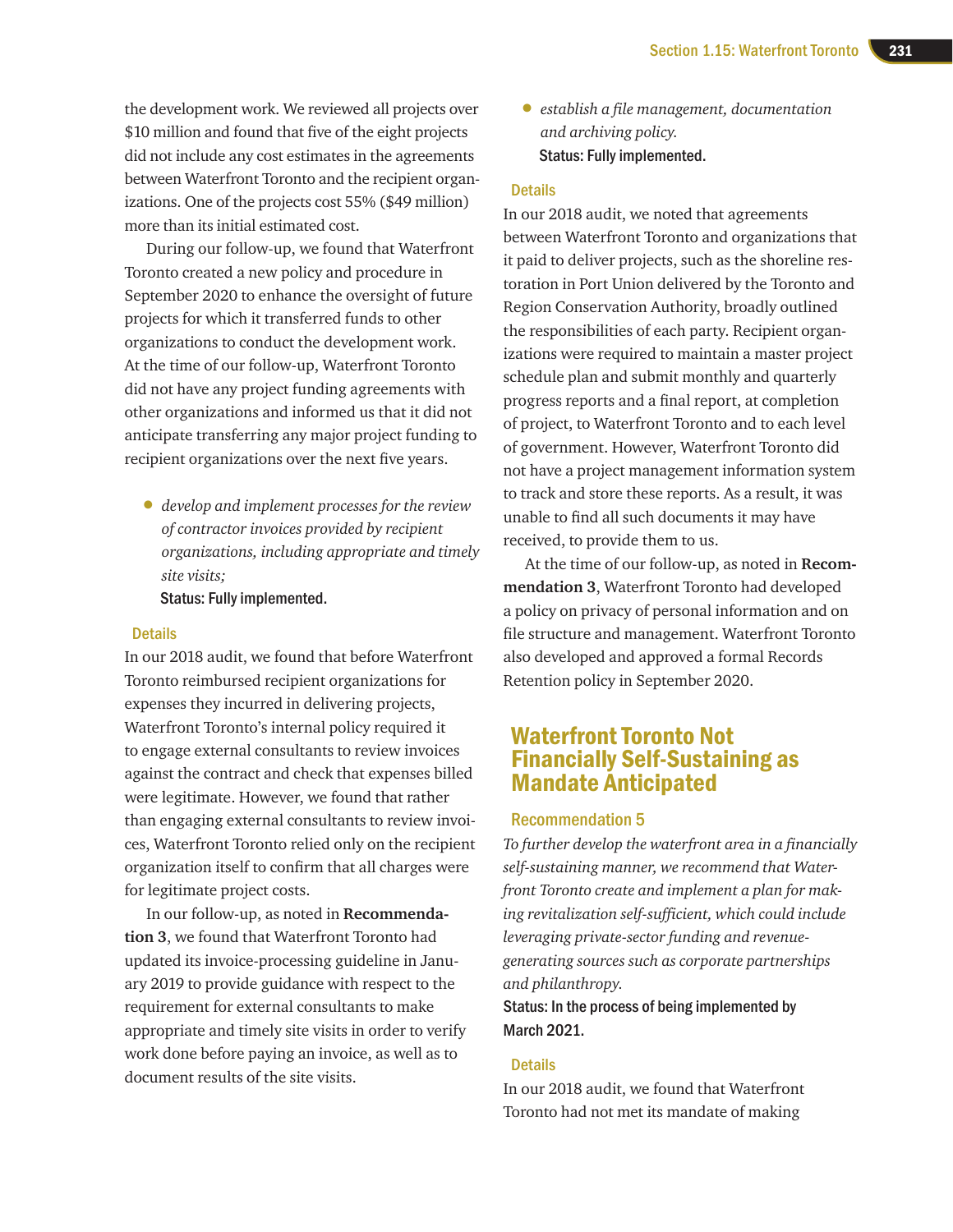the development work. We reviewed all projects over $10 million and found that five of the eight projects did not include any cost estimates in the agreements between Waterfront Toronto and the recipient organizations. One of the projects cost 55% ($49 million) more than its initial estimated cost.

During our follow-up, we found that Waterfront Toronto created a new policy and procedure in September 2020 to enhance the oversight of future projects for which it transferred funds to other organizations to conduct the development work. At the time of our follow-up, Waterfront Toronto did not have any project funding agreements with other organizations and informed us that it did not anticipate transferring any major project funding to recipient organizations over the next five years.

- *develop and implement processes for the review of contractor invoices provided by recipient organizations, including appropriate and timely site visits;*

  **Status: Fully implemented.**

### Details

In our 2018 audit, we found that before Waterfront Toronto reimbursed recipient organizations for expenses they incurred in delivering projects, Waterfront Toronto's internal policy required it to engage external consultants to review invoices against the contract and check that expenses billed were legitimate. However, we found that rather than engaging external consultants to review invoices, Waterfront Toronto relied only on the recipient organization itself to confirm that all charges were for legitimate project costs.

In our follow-up, as noted in **Recommendation 3**, we found that Waterfront Toronto had updated its invoice-processing guideline in January 2019 to provide guidance with respect to the requirement for external consultants to make appropriate and timely site visits in order to verify work done before paying an invoice, as well as to document results of the site visits.

- *establish a file management, documentation and archiving policy.*

  **Status: Fully implemented.**

### Details

In our 2018 audit, we noted that agreements between Waterfront Toronto and organizations that it paid to deliver projects, such as the shoreline restoration in Port Union delivered by the Toronto and Region Conservation Authority, broadly outlined the responsibilities of each party. Recipient organizations were required to maintain a master project schedule plan and submit monthly and quarterly progress reports and a final report, at completion of project, to Waterfront Toronto and to each level of government. However, Waterfront Toronto did not have a project management information system to track and store these reports. As a result, it was unable to find all such documents it may have received, to provide them to us.

At the time of our follow-up, as noted in **Recommendation 3**, Waterfront Toronto had developed a policy on privacy of personal information and on file structure and management. Waterfront Toronto also developed and approved a formal Records Retention policy in September 2020.

## Waterfront Toronto Not Financially Self-Sustaining as Mandate Anticipated

### Recommendation 5

*To further develop the waterfront area in a financially self-sustaining manner, we recommend that Waterfront Toronto create and implement a plan for making revitalization self-sufficient, which could include leveraging private-sector funding and revenue-generating sources such as corporate partnerships and philanthropy.*

**Status: In the process of being implemented by March 2021.**

### Details

In our 2018 audit, we found that Waterfront Toronto had not met its mandate of making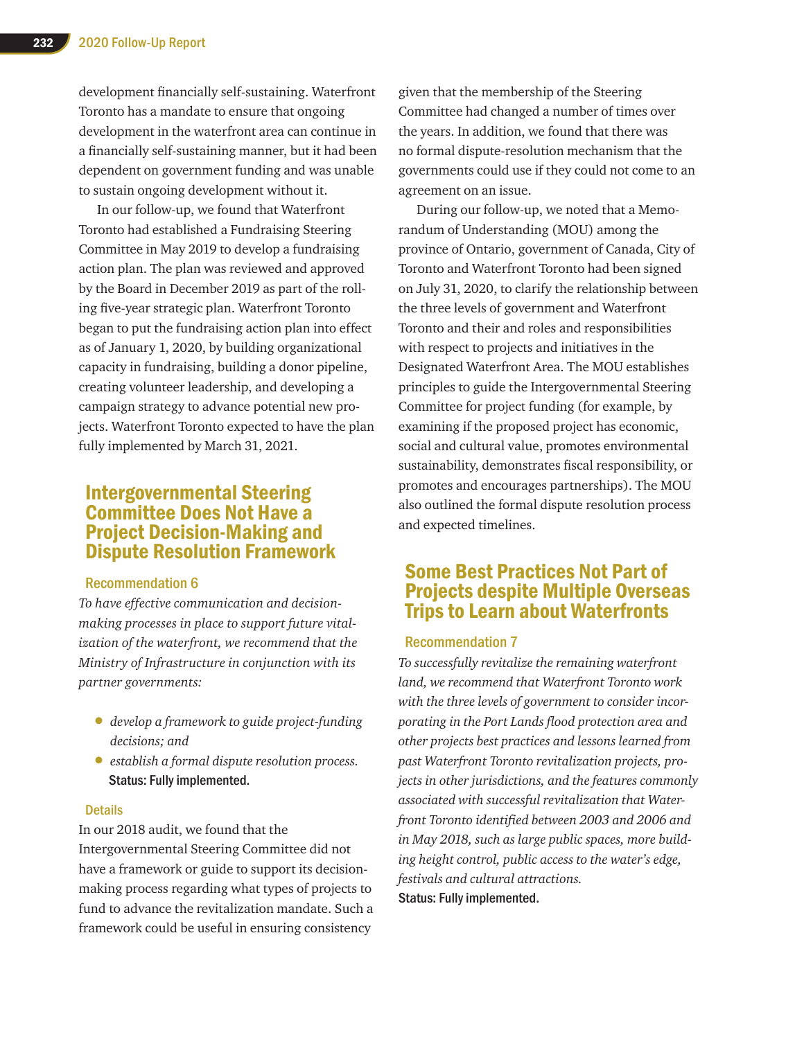development financially self-sustaining. Waterfront Toronto has a mandate to ensure that ongoing development in the waterfront area can continue in a financially self-sustaining manner, but it had been dependent on government funding and was unable to sustain ongoing development without it.

In our follow-up, we found that Waterfront Toronto had established a Fundraising Steering Committee in May 2019 to develop a fundraising action plan. The plan was reviewed and approved by the Board in December 2019 as part of the rolling five-year strategic plan. Waterfront Toronto began to put the fundraising action plan into effect as of January 1, 2020, by building organizational capacity in fundraising, building a donor pipeline, creating volunteer leadership, and developing a campaign strategy to advance potential new projects. Waterfront Toronto expected to have the plan fully implemented by March 31, 2021.

## Intergovernmental Steering Committee Does Not Have a Project Decision-Making and Dispute Resolution Framework

### Recommendation 6

*To have effective communication and decision-making processes in place to support future vitalization of the waterfront, we recommend that the Ministry of Infrastructure in conjunction with its partner governments:*

- *develop a framework to guide project-funding decisions; and*
- *establish a formal dispute resolution process.*

**Status: Fully implemented.**

### Details

In our 2018 audit, we found that the Intergovernmental Steering Committee did not have a framework or guide to support its decision-making process regarding what types of projects to fund to advance the revitalization mandate. Such a framework could be useful in ensuring consistency given that the membership of the Steering Committee had changed a number of times over the years. In addition, we found that there was no formal dispute-resolution mechanism that the governments could use if they could not come to an agreement on an issue.

During our follow-up, we noted that a Memorandum of Understanding (MOU) among the province of Ontario, government of Canada, City of Toronto and Waterfront Toronto had been signed on July 31, 2020, to clarify the relationship between the three levels of government and Waterfront Toronto and their and roles and responsibilities with respect to projects and initiatives in the Designated Waterfront Area. The MOU establishes principles to guide the Intergovernmental Steering Committee for project funding (for example, by examining if the proposed project has economic, social and cultural value, promotes environmental sustainability, demonstrates fiscal responsibility, or promotes and encourages partnerships). The MOU also outlined the formal dispute resolution process and expected timelines.

## Some Best Practices Not Part of Projects despite Multiple Overseas Trips to Learn about Waterfronts

### Recommendation 7

*To successfully revitalize the remaining waterfront land, we recommend that Waterfront Toronto work with the three levels of government to consider incorporating in the Port Lands flood protection area and other projects best practices and lessons learned from past Waterfront Toronto revitalization projects, projects in other jurisdictions, and the features commonly associated with successful revitalization that Waterfront Toronto identified between 2003 and 2006 and in May 2018, such as large public spaces, more building height control, public access to the water's edge, festivals and cultural attractions.*

**Status: Fully implemented.**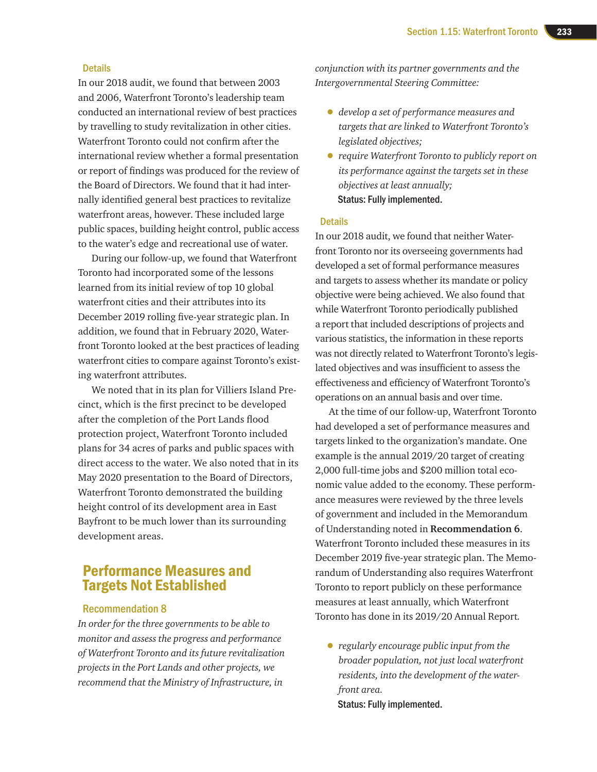### Details

In our 2018 audit, we found that between 2003 and 2006, Waterfront Toronto's leadership team conducted an international review of best practices by travelling to study revitalization in other cities. Waterfront Toronto could not confirm after the international review whether a formal presentation or report of findings was produced for the review of the Board of Directors. We found that it had internally identified general best practices to revitalize waterfront areas, however. These included large public spaces, building height control, public access to the water's edge and recreational use of water.

During our follow-up, we found that Waterfront Toronto had incorporated some of the lessons learned from its initial review of top 10 global waterfront cities and their attributes into its December 2019 rolling five-year strategic plan. In addition, we found that in February 2020, Waterfront Toronto looked at the best practices of leading waterfront cities to compare against Toronto's existing waterfront attributes.

We noted that in its plan for Villiers Island Precinct, which is the first precinct to be developed after the completion of the Port Lands flood protection project, Waterfront Toronto included plans for 34 acres of parks and public spaces with direct access to the water. We also noted that in its May 2020 presentation to the Board of Directors, Waterfront Toronto demonstrated the building height control of its development area in East Bayfront to be much lower than its surrounding development areas.

## Performance Measures and Targets Not Established

### Recommendation 8

*In order for the three governments to be able to monitor and assess the progress and performance of Waterfront Toronto and its future revitalization projects in the Port Lands and other projects, we recommend that the Ministry of Infrastructure, in conjunction with its partner governments and the Intergovernmental Steering Committee:*

- *develop a set of performance measures and targets that are linked to Waterfront Toronto's legislated objectives;*
- *require Waterfront Toronto to publicly report on its performance against the targets set in these objectives at least annually;*

**Status: Fully implemented.**

### Details

In our 2018 audit, we found that neither Waterfront Toronto nor its overseeing governments had developed a set of formal performance measures and targets to assess whether its mandate or policy objective were being achieved. We also found that while Waterfront Toronto periodically published a report that included descriptions of projects and various statistics, the information in these reports was not directly related to Waterfront Toronto's legislated objectives and was insufficient to assess the effectiveness and efficiency of Waterfront Toronto's operations on an annual basis and over time.

At the time of our follow-up, Waterfront Toronto had developed a set of performance measures and targets linked to the organization's mandate. One example is the annual 2019/20 target of creating 2,000 full-time jobs and $200 million total economic value added to the economy. These performance measures were reviewed by the three levels of government and included in the Memorandum of Understanding noted in **Recommendation 6**. Waterfront Toronto included these measures in its December 2019 five-year strategic plan. The Memorandum of Understanding also requires Waterfront Toronto to report publicly on these performance measures at least annually, which Waterfront Toronto has done in its 2019/20 Annual Report.

- *regularly encourage public input from the broader population, not just local waterfront residents, into the development of the waterfront area.*

**Status: Fully implemented.**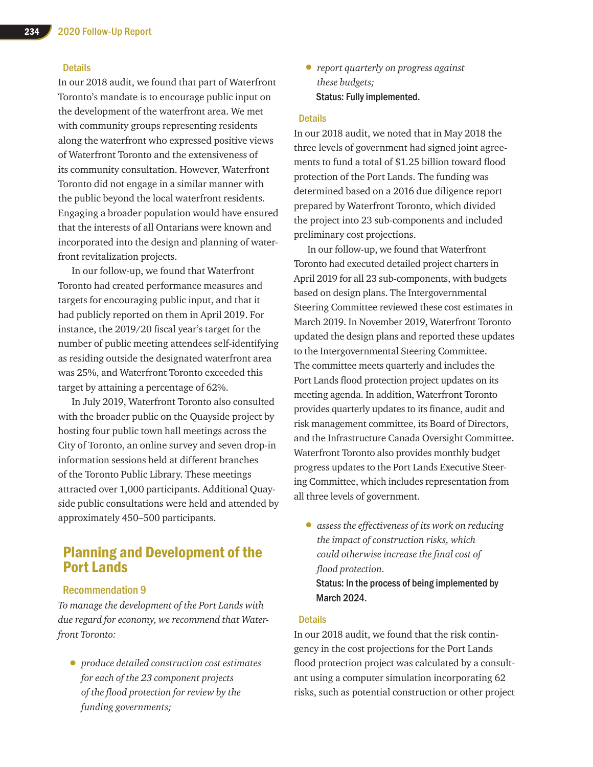#### Details

In our 2018 audit, we found that part of Waterfront Toronto's mandate is to encourage public input on the development of the waterfront area. We met with community groups representing residents along the waterfront who expressed positive views of Waterfront Toronto and the extensiveness of its community consultation. However, Waterfront Toronto did not engage in a similar manner with the public beyond the local waterfront residents. Engaging a broader population would have ensured that the interests of all Ontarians were known and incorporated into the design and planning of waterfront revitalization projects.

In our follow-up, we found that Waterfront Toronto had created performance measures and targets for encouraging public input, and that it had publicly reported on them in April 2019. For instance, the 2019/20 fiscal year's target for the number of public meeting attendees self-identifying as residing outside the designated waterfront area was 25%, and Waterfront Toronto exceeded this target by attaining a percentage of 62%.

In July 2019, Waterfront Toronto also consulted with the broader public on the Quayside project by hosting four public town hall meetings across the City of Toronto, an online survey and seven drop-in information sessions held at different branches of the Toronto Public Library. These meetings attracted over 1,000 participants. Additional Quayside public consultations were held and attended by approximately 450–500 participants.

## Planning and Development of the Port Lands

### Recommendation 9

*To manage the development of the Port Lands with due regard for economy, we recommend that Waterfront Toronto:*

- *produce detailed construction cost estimates for each of the 23 component projects of the flood protection for review by the funding governments;*
- *report quarterly on progress against these budgets;*

**Status: Fully implemented.**

#### Details

In our 2018 audit, we noted that in May 2018 the three levels of government had signed joint agreements to fund a total of $1.25 billion toward flood protection of the Port Lands. The funding was determined based on a 2016 due diligence report prepared by Waterfront Toronto, which divided the project into 23 sub-components and included preliminary cost projections.

In our follow-up, we found that Waterfront Toronto had executed detailed project charters in April 2019 for all 23 sub-components, with budgets based on design plans. The Intergovernmental Steering Committee reviewed these cost estimates in March 2019. In November 2019, Waterfront Toronto updated the design plans and reported these updates to the Intergovernmental Steering Committee. The committee meets quarterly and includes the Port Lands flood protection project updates on its meeting agenda. In addition, Waterfront Toronto provides quarterly updates to its finance, audit and risk management committee, its Board of Directors, and the Infrastructure Canada Oversight Committee. Waterfront Toronto also provides monthly budget progress updates to the Port Lands Executive Steering Committee, which includes representation from all three levels of government.

- *assess the effectiveness of its work on reducing the impact of construction risks, which could otherwise increase the final cost of flood protection.*

**Status: In the process of being implemented by March 2024.**

#### Details

In our 2018 audit, we found that the risk contingency in the cost projections for the Port Lands flood protection project was calculated by a consultant using a computer simulation incorporating 62 risks, such as potential construction or other project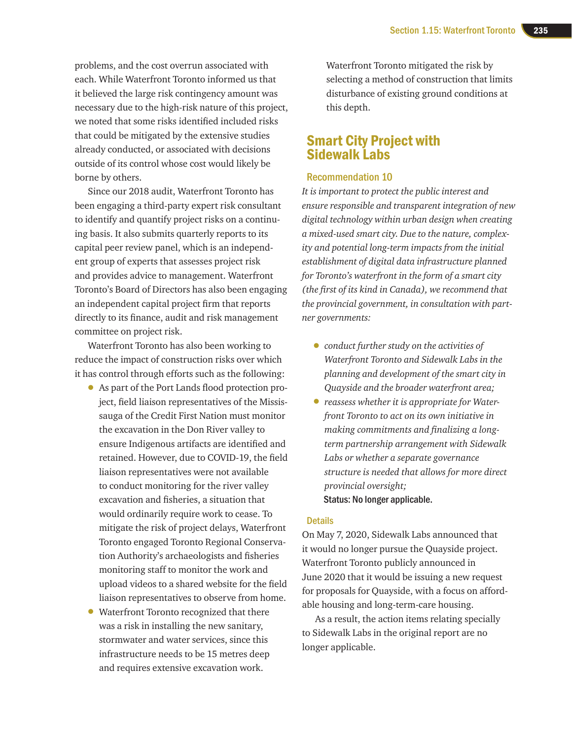problems, and the cost overrun associated with each. While Waterfront Toronto informed us that it believed the large risk contingency amount was necessary due to the high-risk nature of this project, we noted that some risks identified included risks that could be mitigated by the extensive studies already conducted, or associated with decisions outside of its control whose cost would likely be borne by others.

Since our 2018 audit, Waterfront Toronto has been engaging a third-party expert risk consultant to identify and quantify project risks on a continuing basis. It also submits quarterly reports to its capital peer review panel, which is an independent group of experts that assesses project risk and provides advice to management. Waterfront Toronto's Board of Directors has also been engaging an independent capital project firm that reports directly to its finance, audit and risk management committee on project risk.

Waterfront Toronto has also been working to reduce the impact of construction risks over which it has control through efforts such as the following:

- As part of the Port Lands flood protection project, field liaison representatives of the Mississauga of the Credit First Nation must monitor the excavation in the Don River valley to ensure Indigenous artifacts are identified and retained. However, due to COVID-19, the field liaison representatives were not available to conduct monitoring for the river valley excavation and fisheries, a situation that would ordinarily require work to cease. To mitigate the risk of project delays, Waterfront Toronto engaged Toronto Regional Conservation Authority's archaeologists and fisheries monitoring staff to monitor the work and upload videos to a shared website for the field liaison representatives to observe from home.
- Waterfront Toronto recognized that there was a risk in installing the new sanitary, stormwater and water services, since this infrastructure needs to be 15 metres deep and requires extensive excavation work. Waterfront Toronto mitigated the risk by selecting a method of construction that limits disturbance of existing ground conditions at this depth.

## Smart City Project with Sidewalk Labs

### Recommendation 10

*It is important to protect the public interest and ensure responsible and transparent integration of new digital technology within urban design when creating a mixed-used smart city. Due to the nature, complexity and potential long-term impacts from the initial establishment of digital data infrastructure planned for Toronto's waterfront in the form of a smart city (the first of its kind in Canada), we recommend that the provincial government, in consultation with partner governments:*

- *conduct further study on the activities of Waterfront Toronto and Sidewalk Labs in the planning and development of the smart city in Quayside and the broader waterfront area;*
- *reassess whether it is appropriate for Waterfront Toronto to act on its own initiative in making commitments and finalizing a long-term partnership arrangement with Sidewalk Labs or whether a separate governance structure is needed that allows for more direct provincial oversight;*

**Status: No longer applicable.**

### Details

On May 7, 2020, Sidewalk Labs announced that it would no longer pursue the Quayside project. Waterfront Toronto publicly announced in June 2020 that it would be issuing a new request for proposals for Quayside, with a focus on affordable housing and long-term-care housing.

As a result, the action items relating specially to Sidewalk Labs in the original report are no longer applicable.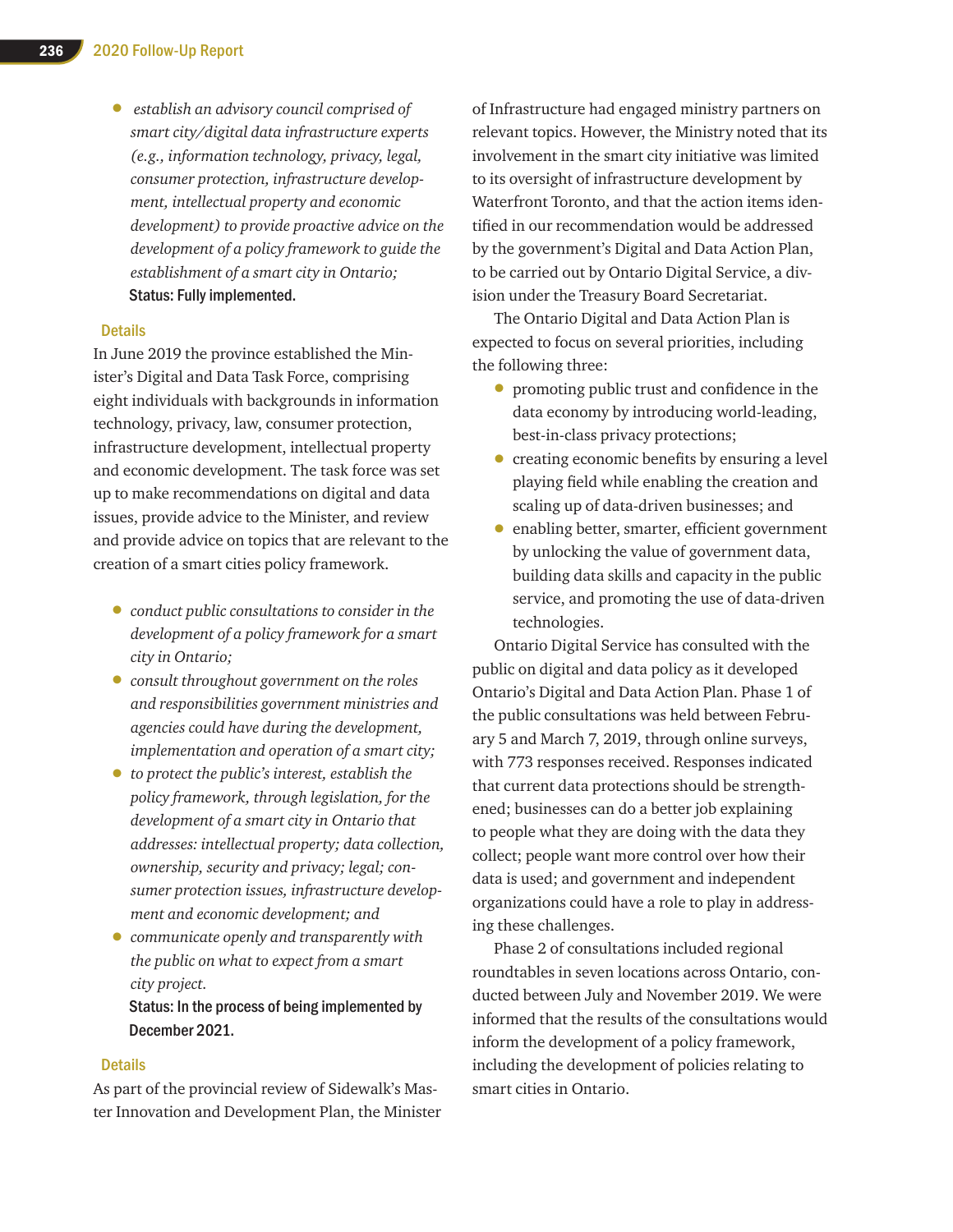- *establish an advisory council comprised of smart city/digital data infrastructure experts (e.g., information technology, privacy, legal, consumer protection, infrastructure development, intellectual property and economic development) to provide proactive advice on the development of a policy framework to guide the establishment of a smart city in Ontario;*

  **Status: Fully implemented.**

### Details

In June 2019 the province established the Minister's Digital and Data Task Force, comprising eight individuals with backgrounds in information technology, privacy, law, consumer protection, infrastructure development, intellectual property and economic development. The task force was set up to make recommendations on digital and data issues, provide advice to the Minister, and review and provide advice on topics that are relevant to the creation of a smart cities policy framework.

- *conduct public consultations to consider in the development of a policy framework for a smart city in Ontario;*
- *consult throughout government on the roles and responsibilities government ministries and agencies could have during the development, implementation and operation of a smart city;*
- *to protect the public's interest, establish the policy framework, through legislation, for the development of a smart city in Ontario that addresses: intellectual property; data collection, ownership, security and privacy; legal; consumer protection issues, infrastructure development and economic development; and*
- *communicate openly and transparently with the public on what to expect from a smart city project.*

  **Status: In the process of being implemented by December 2021.**

### Details

As part of the provincial review of Sidewalk's Master Innovation and Development Plan, the Minister of Infrastructure had engaged ministry partners on relevant topics. However, the Ministry noted that its involvement in the smart city initiative was limited to its oversight of infrastructure development by Waterfront Toronto, and that the action items identified in our recommendation would be addressed by the government's Digital and Data Action Plan, to be carried out by Ontario Digital Service, a division under the Treasury Board Secretariat.

The Ontario Digital and Data Action Plan is expected to focus on several priorities, including the following three:

- promoting public trust and confidence in the data economy by introducing world-leading, best-in-class privacy protections;
- creating economic benefits by ensuring a level playing field while enabling the creation and scaling up of data-driven businesses; and
- enabling better, smarter, efficient government by unlocking the value of government data, building data skills and capacity in the public service, and promoting the use of data-driven technologies.

Ontario Digital Service has consulted with the public on digital and data policy as it developed Ontario's Digital and Data Action Plan. Phase 1 of the public consultations was held between February 5 and March 7, 2019, through online surveys, with 773 responses received. Responses indicated that current data protections should be strengthened; businesses can do a better job explaining to people what they are doing with the data they collect; people want more control over how their data is used; and government and independent organizations could have a role to play in addressing these challenges.

Phase 2 of consultations included regional roundtables in seven locations across Ontario, conducted between July and November 2019. We were informed that the results of the consultations would inform the development of a policy framework, including the development of policies relating to smart cities in Ontario.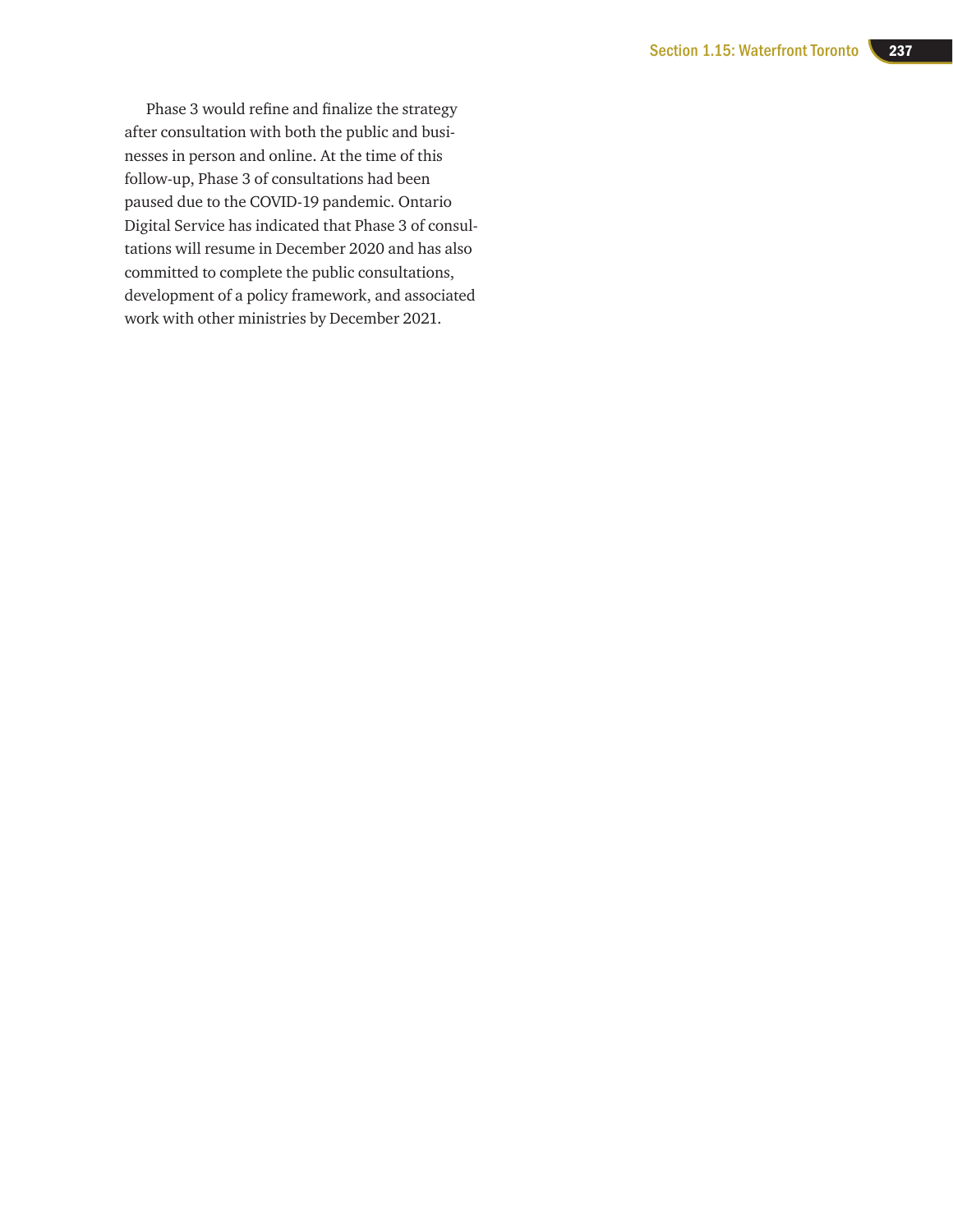Phase 3 would refine and finalize the strategy after consultation with both the public and businesses in person and online. At the time of this follow-up, Phase 3 of consultations had been paused due to the COVID-19 pandemic. Ontario Digital Service has indicated that Phase 3 of consultations will resume in December 2020 and has also committed to complete the public consultations, development of a policy framework, and associated work with other ministries by December 2021.